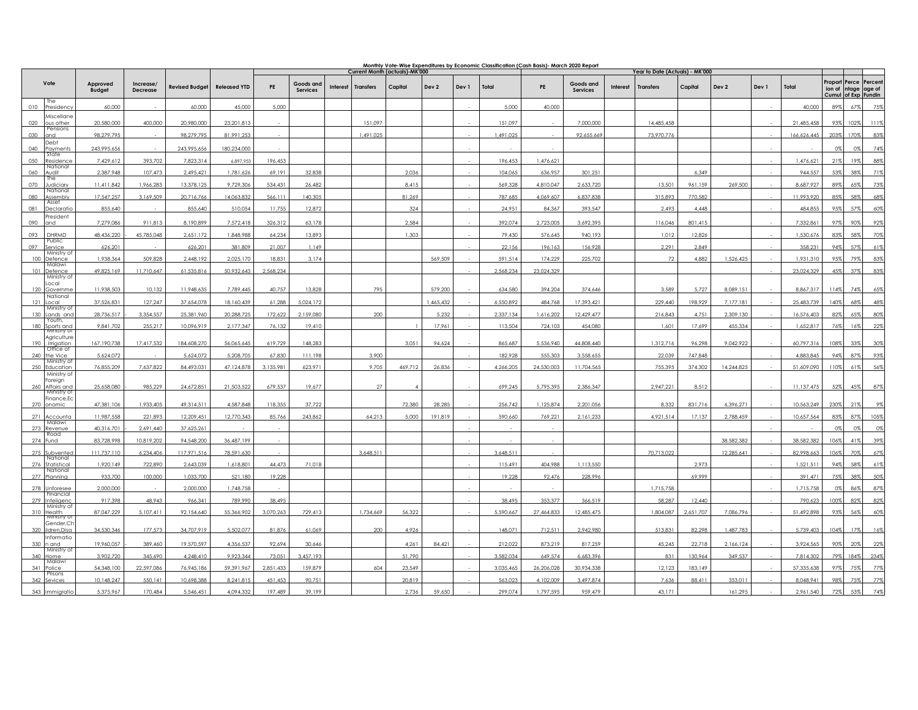**Monthly Vote-Wise Expenditures by Economic Classification (Cash Basis)- March 2020 Report**

| Vote | | Approved Budget | Increase/ Decrease | Revised Budget | Released YTD | Current Month (actuals)-MK'000 | | | | | | | | Year to Date (Actuals) - MK'000 | | | | | | | | Proportion of Cumul | Percentage of Exp | Percentage of Fundin |
|---|---|---|---|---|---|---|---|---|---|---|---|---|---|---|---|---|---|---|---|---|---|---|---|---|
| | | | | | | PE | Goods and Services | Interest | Transfers | Capital | Dev 2 | Dev 1 | Total | PE | Goods and Services | Interest | Transfers | Capital | Dev 2 | Dev 1 | Total | | | |
| 010 | The Presidency | 60,000 | - | 60,000 | 45,000 | 5,000 | | | | | | - | 5,000 | 40,000 | | | | | | - | 40,000 | 89% | 67% | 75% |
| 020 | Miscellaneous other | 20,580,000 | 400,000 | 20,980,000 | 23,201,813 | - | | | 151,097 | | | - | 151,097 | - | 7,000,000 | | 14,485,458 | | | - | 21,485,458 | 93% | 102% | 111% |
| 030 | Pensions and | 98,279,795 | - | 98,279,795 | 81,991,253 | - | | | 1,491,025 | | | - | 1,491,025 | - | 92,655,669 | | 73,970,776 | | | - | 166,626,445 | 203% | 170% | 83% |
| 040 | Debt Payments | 243,995,656 | - | 243,995,656 | 180,234,000 | - | | | | | | - | - | - | | | | | | - | - | 0% | 0% | 74% |
| 050 | State Residence | 7,429,612 | 393,702 | 7,823,314 | 6,897,953 | 196,453 | | | | | | - | 196,453 | 1,476,621 | | | | | | - | 1,476,621 | 21% | 19% | 88% |
| 060 | National Audit | 2,387,948 | 107,473 | 2,495,421 | 1,781,626 | 69,191 | 32,838 | | | 2,036 | | - | 104,065 | 636,957 | 301,251 | | | 6,349 | | - | 944,557 | 53% | 38% | 71% |
| 070 | The Judiciary | 11,411,842 | 1,966,283 | 13,378,125 | 9,729,306 | 534,431 | 26,482 | | | 8,415 | | - | 569,328 | 4,810,047 | 2,633,720 | | 13,501 | 961,159 | 269,500 | - | 8,687,927 | 89% | 65% | 73% |
| 080 | National Assembly | 17,547,257 | 3,169,509 | 20,716,766 | 14,063,832 | 566,111 | 140,305 | | | 81,269 | | - | 787,685 | 4,069,607 | 6,837,838 | | 315,893 | 770,582 | | - | 11,993,920 | 85% | 58% | 68% |
| 081 | Asset Declaratio | 855,640 | - | 855,640 | 510,054 | 11,755 | 12,872 | | | 324 | | - | 24,951 | 84,367 | 393,547 | | 2,493 | 4,448 | | - | 484,855 | 95% | 57% | 60% |
| 090 | President and | 7,279,086 | 911,813 | 8,190,899 | 7,572,418 | 326,312 | 63,178 | | | 2,584 | | - | 392,074 | 2,723,005 | 3,692,395 | | 116,046 | 801,415 | | - | 7,332,861 | 97% | 90% | 92% |
| 093 | DHRMD | 48,436,220 | -45,785,048 | 2,651,172 | 1,848,988 | 64,234 | 13,893 | | | 1,303 | | - | 79,430 | 576,645 | 940,193 | | 1,012 | 12,826 | | - | 1,530,676 | 83% | 58% | 70% |
| 097 | Public Service | 626,201 | - | 626,201 | 381,809 | 21,007 | 1,149 | | | | | - | 22,156 | 196,163 | 156,928 | | 2,291 | 2,849 | | - | 358,231 | 94% | 57% | 61% |
| 100 | Ministry of Defence | 1,938,364 | 509,828 | 2,448,192 | 2,025,170 | 18,831 | 3,174 | | | | 569,509 | - | 591,514 | 174,229 | 225,702 | | 72 | 4,882 | 1,526,425 | - | 1,931,310 | 95% | 79% | 83% |
| 101 | Malawi Defence | 49,825,169 | 11,710,647 | 61,535,816 | 50,932,643 | 2,568,234 | | | | | | - | 2,568,234 | 23,024,329 | | | | | | - | 23,024,329 | 45% | 37% | 83% |
| 120 | Ministry of Local Governme | 11,938,503 | 10,132 | 11,948,635 | 7,789,445 | 40,757 | 13,828 | | 795 | | 579,200 | - | 634,580 | 394,204 | 374,646 | | 3,589 | 5,727 | 8,089,151 | - | 8,867,317 | 114% | 74% | 65% |
| 121 | National Local | 37,526,831 | 127,247 | 37,654,078 | 18,160,439 | 61,288 | 5,024,172 | | | | 1,465,432 | - | 6,550,892 | 484,768 | 17,393,421 | | 229,440 | 198,929 | 7,177,181 | - | 25,483,739 | 140% | 68% | 48% |
| 130 | Ministry of Lands and | 28,736,517 | -3,354,557 | 25,381,960 | 20,288,725 | 172,622 | 2,159,080 | | 200 | | 5,232 | - | 2,337,134 | 1,616,202 | 12,429,477 | | 216,843 | 4,751 | 2,309,130 | - | 16,576,403 | 82% | 65% | 80% |
| 180 | Youth, Sports and | 9,841,702 | 255,217 | 10,096,919 | 2,177,347 | 76,132 | 19,410 | | | 1 | 17,961 | - | 113,504 | 724,103 | 454,080 | | 1,601 | 17,699 | 455,334 | - | 1,652,817 | 76% | 16% | 22% |
| 190 | Ministry of Agriculture , Irrigation | 167,190,738 | 17,417,532 | 184,608,270 | 56,065,645 | 619,729 | 148,283 | | | 3,051 | 94,624 | - | 865,687 | 5,536,940 | 44,808,440 | | 1,312,716 | 96,298 | 9,042,922 | - | 60,797,316 | 108% | 33% | 30% |
| 240 | Office of the Vice | 5,624,072 | - | 5,624,072 | 5,208,705 | 67,830 | 111,198 | | 3,900 | | | - | 182,928 | 555,303 | 3,558,655 | | 22,039 | 747,848 | | - | 4,883,845 | 94% | 87% | 93% |
| 250 | Ministry of Education | 76,855,209 | 7,637,822 | 84,493,031 | 47,124,878 | 3,135,981 | 623,971 | | 9,705 | 469,712 | 26,836 | - | 4,266,205 | 24,530,003 | 11,704,565 | | 755,395 | 374,302 | 14,244,825 | - | 51,609,090 | 110% | 61% | 56% |
| 260 | Ministry of Foreign Affairs and | 25,658,080 | -985,229 | 24,672,851 | 21,503,522 | 679,537 | 19,677 | | 27 | 4 | | - | 699,245 | 5,795,395 | 2,386,347 | | 2,947,221 | 8,512 | | - | 11,137,475 | 52% | 45% | 87% |
| 270 | Ministry of Finance,Economic | 47,381,106 | 1,933,405 | 49,314,511 | 4,587,848 | 118,355 | 37,722 | | | 72,380 | 28,285 | - | 256,742 | 1,125,874 | 2,201,056 | | 8,332 | 831,716 | 6,396,271 | - | 10,563,249 | 230% | 21% | 9% |
| 271 | Accounta | 11,987,558 | 221,893 | 12,209,451 | 12,770,343 | 85,766 | 243,862 | | 64,213 | 5,000 | 191,819 | - | 590,660 | 769,221 | 2,161,233 | | 4,921,514 | 17,137 | 2,788,459 | - | 10,657,564 | 83% | 87% | 105% |
| 273 | Malawi Revenue | 40,316,701 | -2,691,440 | 37,625,261 | - | - | | | | | | - | - | - | | | | | | - | - | 0% | 0% | 0% |
| 274 | Road Fund | 83,728,998 | 10,819,202 | 94,548,200 | 36,487,199 | - | | | | | | - | - | - | | | | | 38,582,382 | - | 38,582,382 | 106% | 41% | 39% |
| 275 | Subvented | 111,737,110 | 6,234,406 | 117,971,516 | 78,591,630 | - | | | 3,648,511 | | | - | 3,648,511 | - | | | 70,713,022 | | 12,285,641 | - | 82,998,663 | 106% | 70% | 67% |
| 276 | National Statistical | 1,920,149 | 722,890 | 2,643,039 | 1,618,801 | 44,473 | 71,018 | | | | | - | 115,491 | 404,988 | 1,113,550 | | | 2,973 | | - | 1,521,511 | 94% | 58% | 61% |
| 277 | National Planning | 933,700 | 100,000 | 1,033,700 | 521,180 | 19,228 | | | | | | - | 19,228 | 92,476 | 228,996 | | | 69,999 | | - | 391,471 | 75% | 38% | 50% |
| 278 | Unforesee | 2,000,000 | - | 2,000,000 | 1,748,758 | - | | | | | | - | - | - | | | 1,715,758 | | | - | 1,715,758 | 0% | 86% | 87% |
| 279 | Financial Inteligenc | 917,398 | 48,943 | 966,341 | 789,990 | 38,495 | | | | | | - | 38,495 | 353,377 | 366,519 | | 58,287 | 12,440 | | - | 790,623 | 100% | 82% | 82% |
| 310 | Ministry of Health | 87,047,229 | 5,107,411 | 92,154,640 | 55,366,902 | 3,070,263 | 729,413 | | 1,734,669 | 56,322 | | - | 5,590,667 | 27,464,833 | 12,485,475 | | 1,804,087 | 2,651,707 | 7,086,796 | - | 51,492,898 | 93% | 56% | 60% |
| 320 | Ministry of Gender,Children,Disa | 34,530,346 | 177,573 | 34,707,919 | 5,502,077 | 81,876 | 61,069 | | 200 | 4,926 | | - | 148,071 | 712,511 | 2,942,980 | | 513,831 | 82,298 | 1,487,783 | - | 5,739,403 | 104% | 17% | 16% |
| 330 | Information and | 19,960,057 | -389,460 | 19,570,597 | 4,356,537 | 92,694 | 30,646 | | | 4,261 | 84,421 | - | 212,022 | 873,219 | 817,259 | | 45,245 | 22,718 | 2,166,124 | - | 3,924,565 | 90% | 20% | 22% |
| 340 | Ministry of Home | 3,902,720 | 345,690 | 4,248,410 | 9,923,344 | 73,051 | 3,457,193 | | | 51,790 | | - | 3,582,034 | 649,574 | 6,683,396 | | 831 | 130,964 | 349,537 | - | 7,814,302 | 79% | 184% | 234% |
| 341 | Malawi Police | 54,348,100 | 22,597,086 | 76,945,186 | 59,391,967 | 2,851,433 | 159,879 | | 604 | 23,549 | | - | 3,035,465 | 26,206,028 | 30,934,338 | | 12,123 | 183,149 | | - | 57,335,638 | 97% | 75% | 77% |
| 342 | Prisons Sevices | 10,148,247 | 550,141 | 10,698,388 | 8,241,815 | 451,453 | 90,751 | | | 20,819 | | - | 563,023 | 4,102,009 | 3,497,874 | | 7,636 | 88,411 | 353,011 | - | 8,048,941 | 98% | 75% | 77% |
| 343 | Immigratio | 5,375,967 | 170,484 | 5,546,451 | 4,094,332 | 197,489 | 39,199 | | | 2,736 | 59,650 | - | 299,074 | 1,797,595 | 959,479 | | 43,171 | | 161,295 | - | 2,961,540 | 72% | 53% | 74% |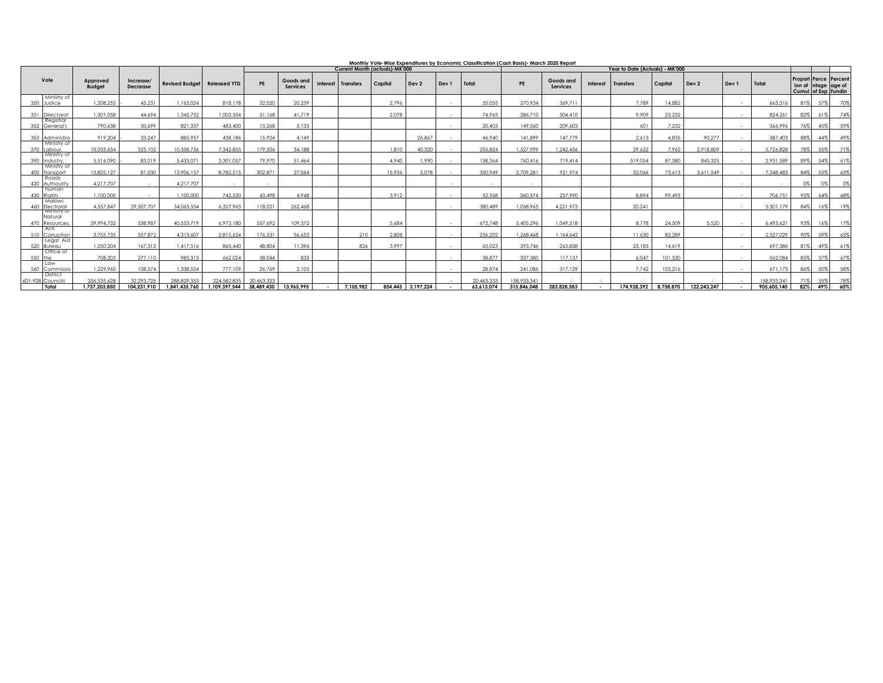**Monthly Vote-Wise Expenditures by Economic Classification (Cash Basis)- March 2020 Report**

| Vote | | Approved Budget | Increase/ Decrease | Revised Budget | Released YTD | Current Month (actuals)-MK'000 | | | | | | | | Year to Date (Actuals) - MK'000 | | | | | | | | Proportion of Cumul | Percentage of Exp | Percentage of Fundin |
|---|---|---|---|---|---|---|---|---|---|---|---|---|---|---|---|---|---|---|---|---|---|---|---|---|
| | | | | | | PE | Goods and Services | Interest | Transfers | Capital | Dev 2 | Dev 1 | Total | PE | Goods and Services | Interest | Transfers | Capital | Dev 2 | Dev 1 | Total | | | |
| 350 | Ministry of Justice | 1,208,255 | - 45,231 | 1,163,024 | 818,178 | 32,020 | 20,239 | | | 2,796 | | - | 55,055 | 270,934 | 369,711 | | 7,789 | 14,882 | | - | 663,316 | 81% | 57% | 70% |
| 351 | Directorat | 1,301,058 | 44,694 | 1,345,752 | 1,002,354 | 31,168 | 41,719 | | | 2,078 | | - | 74,965 | 286,710 | 504,410 | | 9,909 | 23,232 | | - | 824,261 | 82% | 61% | 74% |
| 352 | Registrar General's | 790,638 | 30,699 | 821,337 | 483,400 | 15,268 | 5,135 | | | | | - | 20,403 | 149,560 | 209,603 | | 601 | 7,232 | | - | 366,996 | 76% | 45% | 59% |
| 353 | Administra | 919,204 | - 33,247 | 885,957 | 438,186 | 15,924 | 4,149 | | | | 26,867 | - | 46,940 | 141,899 | 147,779 | | 2,613 | 4,835 | 90,277 | - | 387,403 | 88% | 44% | 49% |
| 370 | Ministry of Labour, | 10,033,634 | 325,102 | 10,358,736 | 7,342,855 | 179,506 | 34,188 | | | 1,810 | 40,320 | - | 255,824 | 1,527,999 | 1,242,436 | | 29,622 | 7,962 | 2,918,809 | - | 5,726,828 | 78% | 55% | 71% |
| 390 | Ministry of Industry, | 5,516,090 | - 83,019 | 5,433,071 | 3,301,057 | 79,970 | 51,464 | | | 4,940 | 1,990 | - | 138,364 | 760,416 | 719,414 | | 519,054 | 87,380 | 845,325 | - | 2,931,589 | 89% | 54% | 61% |
| 400 | Ministry of Transport | 13,825,127 | 81,030 | 13,906,157 | 8,782,515 | 302,871 | 27,064 | | | 15,936 | 5,078 | - | 350,949 | 2,709,281 | 921,974 | | 32,066 | 73,613 | 3,611,549 | - | 7,348,483 | 84% | 53% | 63% |
| 420 | Roads Authourity | 4,217,707 | - | 4,217,707 | - | - | | | | | | - | - | - | | | | | | - | - | 0% | 0% | 0% |
| 430 | Human Rights | 1,100,000 | - | 1,100,000 | 742,530 | 43,498 | 4,948 | | | 3,912 | | - | 52,358 | 360,374 | 237,990 | | 8,894 | 99,493 | | - | 706,751 | 95% | 64% | 68% |
| 460 | Malawi Electroral | 4,557,847 | 29,507,707 | 34,065,554 | 6,327,963 | 118,021 | 262,468 | | | | | - | 380,489 | 1,058,965 | 4,221,973 | | 20,241 | | | - | 5,301,179 | 84% | 16% | 19% |
| 470 | Ministry of Natural Resources, | 39,994,732 | 558,987 | 40,553,719 | 6,973,180 | 557,692 | 109,372 | | | 5,684 | | - | 672,748 | 5,405,296 | 1,049,518 | | 8,778 | 24,509 | 5,520 | - | 6,493,621 | 93% | 16% | 17% |
| 510 | Anti Corruption | 3,755,735 | 557,872 | 4,313,607 | 2,815,624 | 176,531 | 56,653 | | 210 | 2,808 | | - | 236,202 | 1,268,468 | 1,164,642 | | 11,630 | 82,289 | | - | 2,527,029 | 90% | 59% | 65% |
| 520 | Legal Aid Bureau | 1,250,204 | 167,312 | 1,417,516 | 865,440 | 48,804 | 11,396 | | 826 | 3,997 | | - | 65,023 | 393,746 | 265,838 | | 23,183 | 14,619 | | - | 697,386 | 81% | 49% | 61% |
| 550 | Office of the | 708,203 | 277,110 | 985,313 | 662,024 | 38,044 | 833 | | | | | - | 38,877 | 337,380 | 117,137 | | 6,047 | 101,520 | | - | 562,084 | 85% | 57% | 67% |
| 560 | Law Commissio | 1,229,960 | 108,574 | 1,338,534 | 777,109 | 26,769 | 2,105 | | | | | - | 28,874 | 241,086 | 317,129 | | 7,742 | 105,216 | | - | 671,173 | 86% | 50% | 58% |
| 601-928 | District Councils | 256,535,628 | 32,293,725 | 288,829,353 | 224,582,835 | 20,463,333 | | | | | | - | 20,463,333 | 158,933,341 | - | - | | | - | - | 158,933,341 | 71% | 55% | 78% |
| | Total | 1,737,203,850 | 104,231,910 | 1,841,435,760 | 1,109,397,544 | 38,489,430 | 13,965,995 | - | 7,105,982 | 854,443 | 3,197,224 | - | 63,613,074 | 315,846,048 | 283,828,583 | - | 174,928,392 | 8,758,870 | 122,243,247 | - | 905,605,140 | 82% | 49% | 60% |